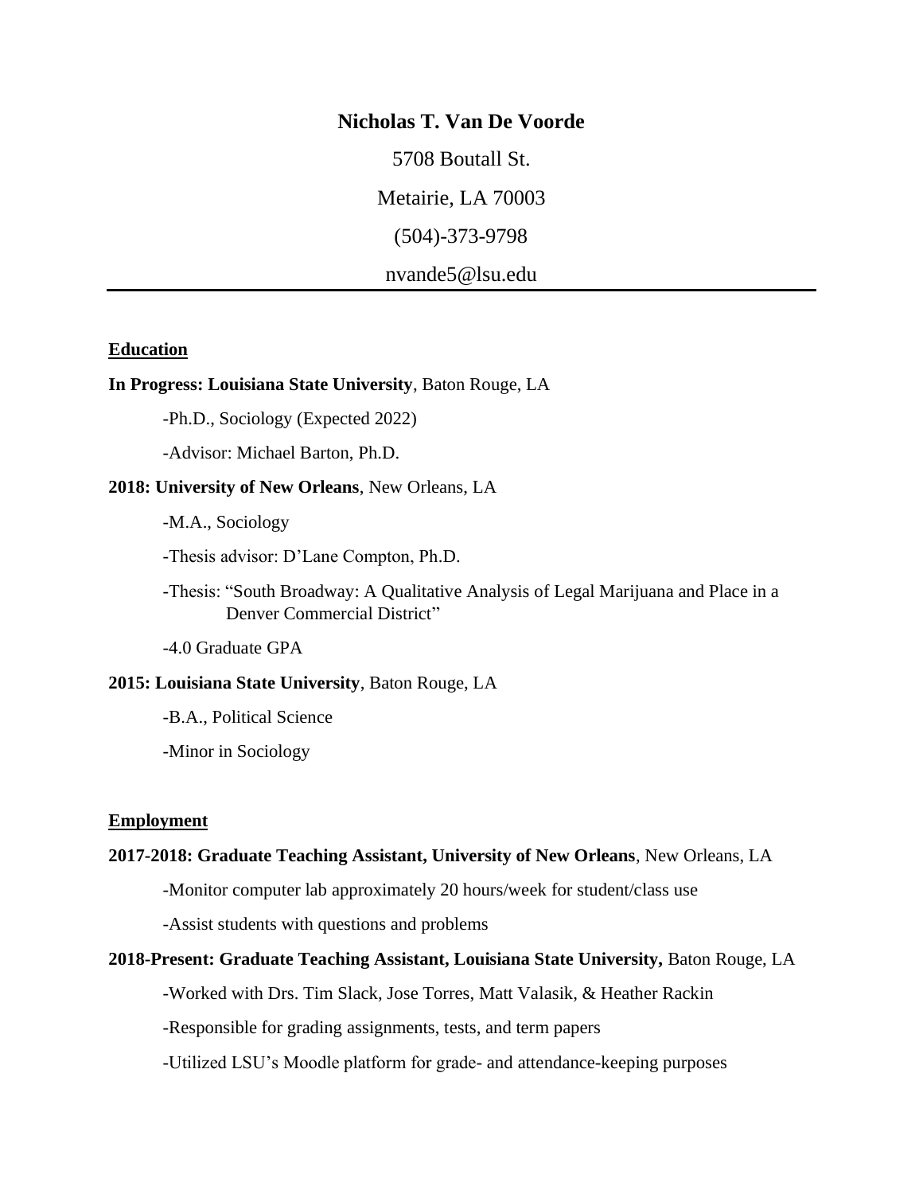# Nicholas T. Van De Voorde

5708 Boutall St.

Metairie, LA 70003

(504)-373-9798

nvande5@lsu.edu

---

## Education

**In Progress: Louisiana State University**, Baton Rouge, LA

-Ph.D., Sociology (Expected 2022)

-Advisor: Michael Barton, Ph.D.

**2018: University of New Orleans**, New Orleans, LA

-M.A., Sociology

-Thesis advisor: D'Lane Compton, Ph.D.

-Thesis: "South Broadway: A Qualitative Analysis of Legal Marijuana and Place in a Denver Commercial District"

-4.0 Graduate GPA

**2015: Louisiana State University**, Baton Rouge, LA

-B.A., Political Science

-Minor in Sociology

## Employment

**2017-2018: Graduate Teaching Assistant, University of New Orleans**, New Orleans, LA

-Monitor computer lab approximately 20 hours/week for student/class use

-Assist students with questions and problems

**2018-Present: Graduate Teaching Assistant, Louisiana State University,** Baton Rouge, LA

-Worked with Drs. Tim Slack, Jose Torres, Matt Valasik, & Heather Rackin

-Responsible for grading assignments, tests, and term papers

-Utilized LSU's Moodle platform for grade- and attendance-keeping purposes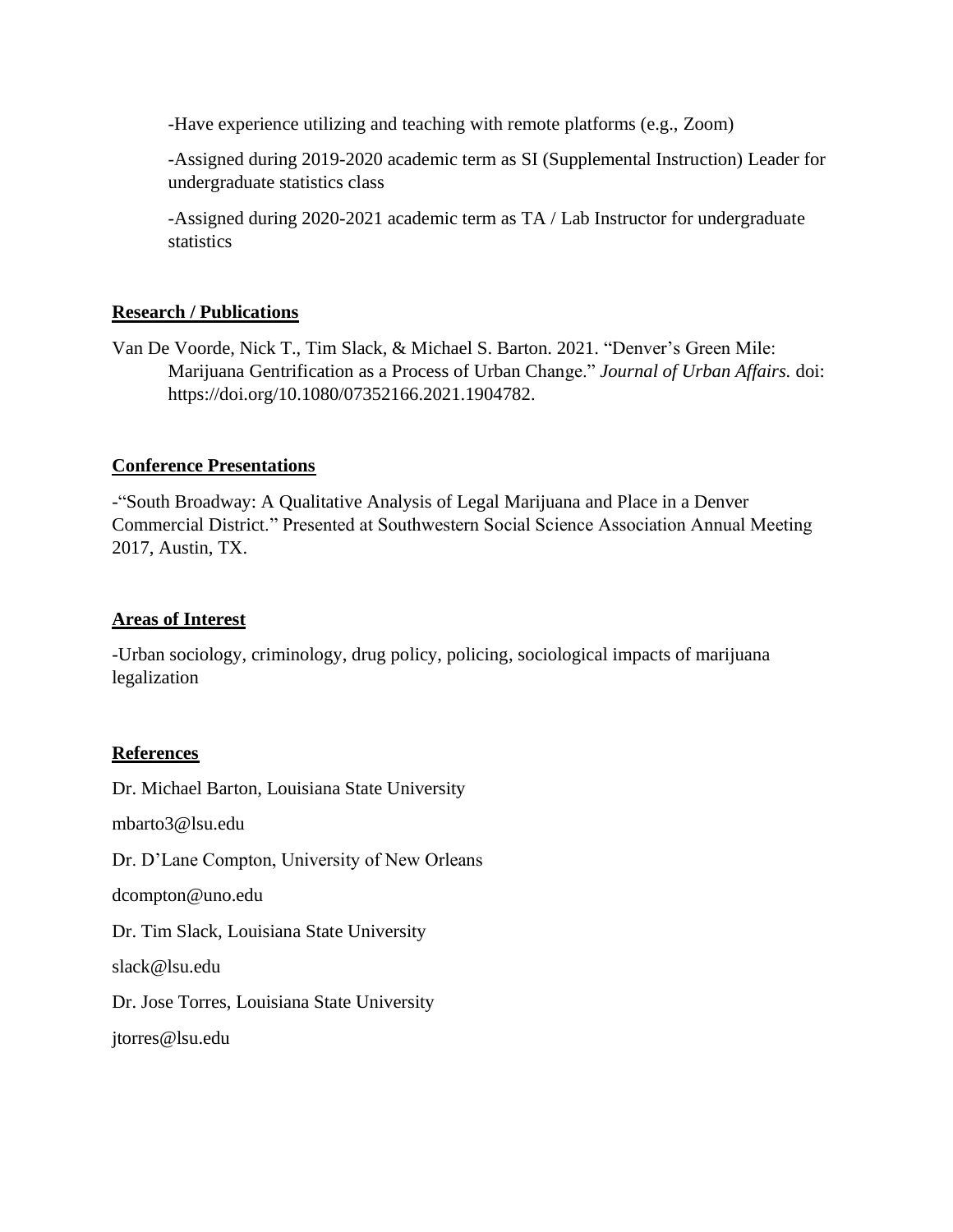-Have experience utilizing and teaching with remote platforms (e.g., Zoom)

-Assigned during 2019-2020 academic term as SI (Supplemental Instruction) Leader for undergraduate statistics class

-Assigned during 2020-2021 academic term as TA / Lab Instructor for undergraduate statistics

## Research / Publications

Van De Voorde, Nick T., Tim Slack, & Michael S. Barton. 2021. "Denver's Green Mile: Marijuana Gentrification as a Process of Urban Change." *Journal of Urban Affairs.* doi: https://doi.org/10.1080/07352166.2021.1904782.

## Conference Presentations

-"South Broadway: A Qualitative Analysis of Legal Marijuana and Place in a Denver Commercial District." Presented at Southwestern Social Science Association Annual Meeting 2017, Austin, TX.

## Areas of Interest

-Urban sociology, criminology, drug policy, policing, sociological impacts of marijuana legalization

## References

Dr. Michael Barton, Louisiana State University

mbarto3@lsu.edu

Dr. D'Lane Compton, University of New Orleans

dcompton@uno.edu

Dr. Tim Slack, Louisiana State University

slack@lsu.edu

Dr. Jose Torres, Louisiana State University

jtorres@lsu.edu